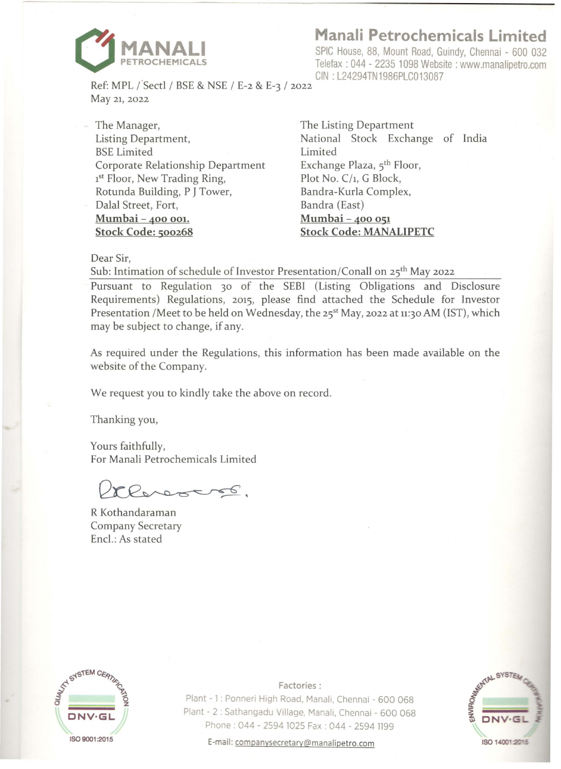# Manali Petrochemicals Limited

SPIC House, 88, Mount Road, Guindy, Chennai - 600 032
Telefax : 044 - 2235 1098 Website : www.manalipetro.com
CIN : L24294TN1986PLC013087

Ref: MPL / Sectl / BSE & NSE / E-2 & E-3 / 2022
May 21, 2022

The Manager,
Listing Department,
BSE Limited
Corporate Relationship Department
1st Floor, New Trading Ring,
Rotunda Building, P J Tower,
Dalal Street, Fort,
**Mumbai – 400 001.**
**Stock Code: 500268**

The Listing Department
National Stock Exchange of India Limited
Exchange Plaza, 5th Floor,
Plot No. C/1, G Block,
Bandra-Kurla Complex,
Bandra (East)
**Mumbai – 400 051**
**Stock Code: MANALIPETC**

Dear Sir,

Sub: Intimation of schedule of Investor Presentation/Conall on 25th May 2022

Pursuant to Regulation 30 of the SEBI (Listing Obligations and Disclosure Requirements) Regulations, 2015, please find attached the Schedule for Investor Presentation /Meet to be held on Wednesday, the 25st May, 2022 at 11:30 AM (IST), which may be subject to change, if any.

As required under the Regulations, this information has been made available on the website of the Company.

We request you to kindly take the above on record.

Thanking you,

Yours faithfully,
For Manali Petrochemicals Limited

R Kothandaraman
Company Secretary
Encl.: As stated

Factories :
Plant - 1 : Ponneri High Road, Manali, Chennai - 600 068
Plant - 2 : Sathangadu Village, Manali, Chennai - 600 068
Phone : 044 - 2594 1025 Fax : 044 - 2594 1199
E-mail: companysecretary@manalipetro.com

ISO 9001:2015 ISO 14001:2015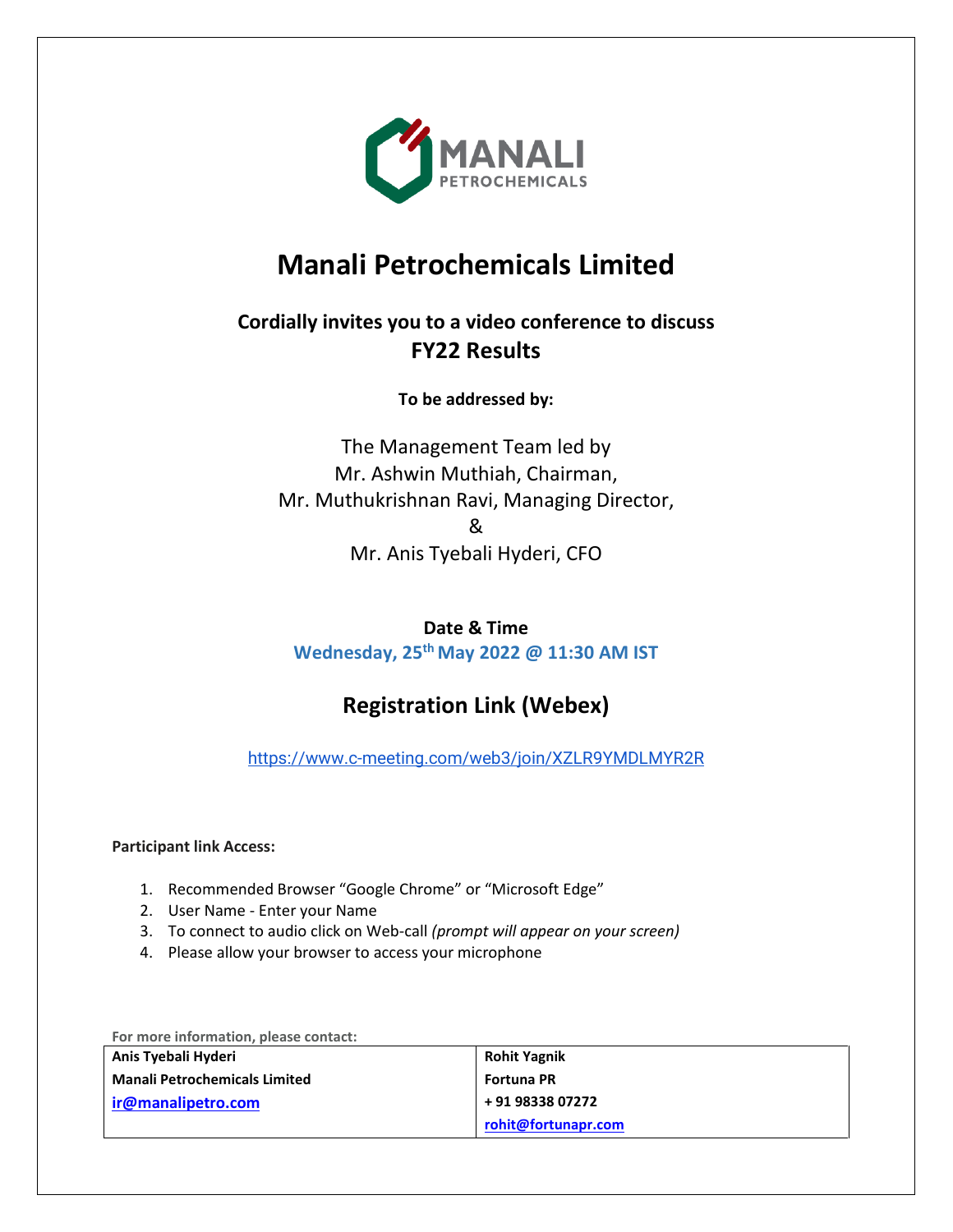# Manali Petrochemicals Limited

**Cordially invites you to a video conference to discuss**
**FY22 Results**

**To be addressed by:**

The Management Team led by
Mr. Ashwin Muthiah, Chairman,
Mr. Muthukrishnan Ravi, Managing Director,
&
Mr. Anis Tyebali Hyderi, CFO

**Date & Time**
**Wednesday, 25th May 2022 @ 11:30 AM IST**

## Registration Link (Webex)

https://www.c-meeting.com/web3/join/XZLR9YMDLMYR2R

**Participant link Access:**

1. Recommended Browser "Google Chrome" or "Microsoft Edge"
2. User Name - Enter your Name
3. To connect to audio click on Web-call *(prompt will appear on your screen)*
4. Please allow your browser to access your microphone

**For more information, please contact:**

| | |
|---|---|
| **Anis Tyebali Hyderi** | **Rohit Yagnik** |
| **Manali Petrochemicals Limited** | **Fortuna PR** |
| **ir@manalipetro.com** | **+ 91 98338 07272** |
| | **rohit@fortunapr.com** |